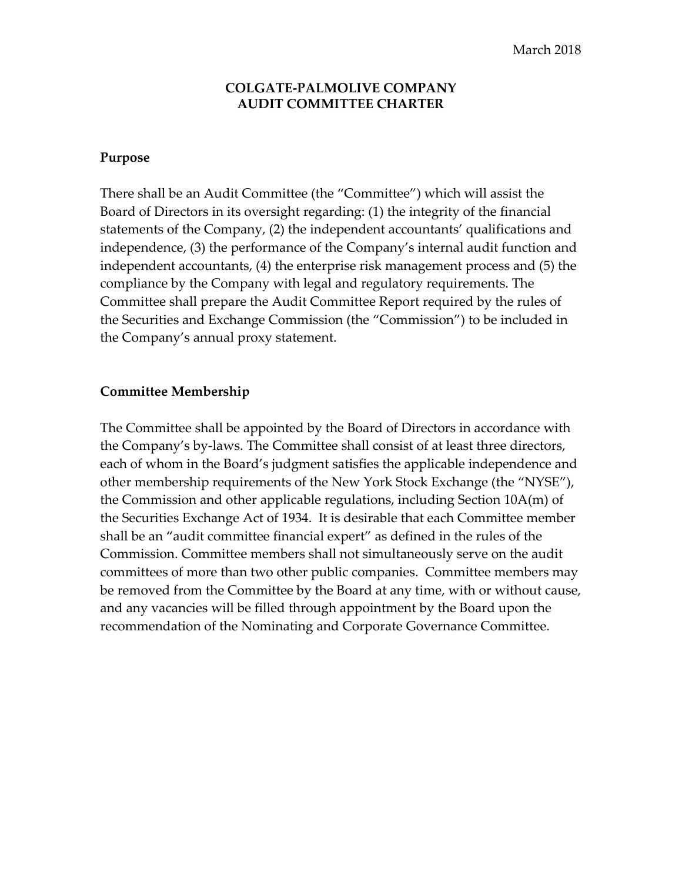March 2018

# COLGATE-PALMOLIVE COMPANY
# AUDIT COMMITTEE CHARTER

## Purpose

There shall be an Audit Committee (the "Committee") which will assist the Board of Directors in its oversight regarding: (1) the integrity of the financial statements of the Company, (2) the independent accountants' qualifications and independence, (3) the performance of the Company's internal audit function and independent accountants, (4) the enterprise risk management process and (5) the compliance by the Company with legal and regulatory requirements. The Committee shall prepare the Audit Committee Report required by the rules of the Securities and Exchange Commission (the "Commission") to be included in the Company's annual proxy statement.

## Committee Membership

The Committee shall be appointed by the Board of Directors in accordance with the Company's by-laws. The Committee shall consist of at least three directors, each of whom in the Board's judgment satisfies the applicable independence and other membership requirements of the New York Stock Exchange (the "NYSE"), the Commission and other applicable regulations, including Section 10A(m) of the Securities Exchange Act of 1934. It is desirable that each Committee member shall be an "audit committee financial expert" as defined in the rules of the Commission. Committee members shall not simultaneously serve on the audit committees of more than two other public companies. Committee members may be removed from the Committee by the Board at any time, with or without cause, and any vacancies will be filled through appointment by the Board upon the recommendation of the Nominating and Corporate Governance Committee.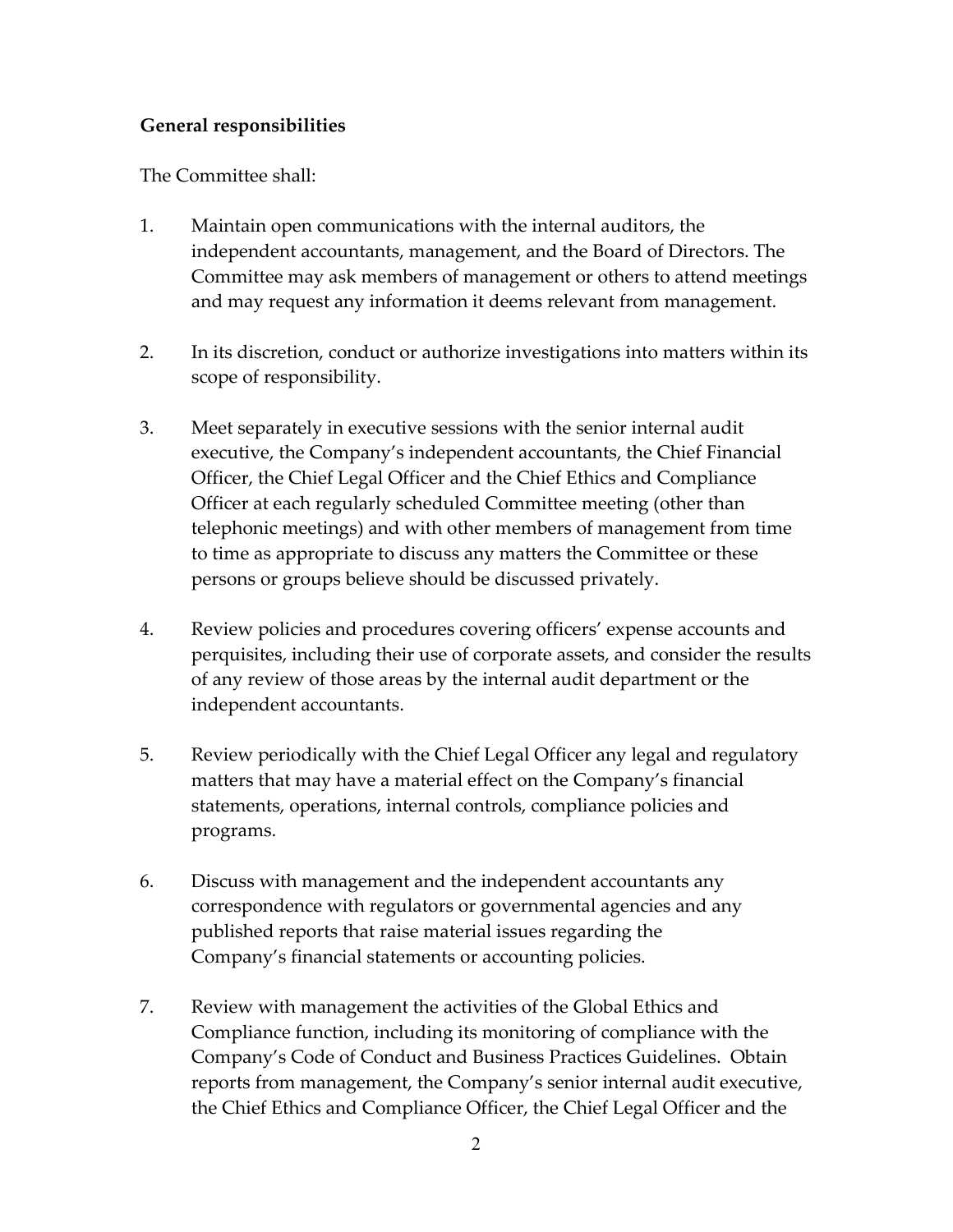**General responsibilities**

The Committee shall:

1. Maintain open communications with the internal auditors, the independent accountants, management, and the Board of Directors. The Committee may ask members of management or others to attend meetings and may request any information it deems relevant from management.

2. In its discretion, conduct or authorize investigations into matters within its scope of responsibility.

3. Meet separately in executive sessions with the senior internal audit executive, the Company's independent accountants, the Chief Financial Officer, the Chief Legal Officer and the Chief Ethics and Compliance Officer at each regularly scheduled Committee meeting (other than telephonic meetings) and with other members of management from time to time as appropriate to discuss any matters the Committee or these persons or groups believe should be discussed privately.

4. Review policies and procedures covering officers' expense accounts and perquisites, including their use of corporate assets, and consider the results of any review of those areas by the internal audit department or the independent accountants.

5. Review periodically with the Chief Legal Officer any legal and regulatory matters that may have a material effect on the Company's financial statements, operations, internal controls, compliance policies and programs.

6. Discuss with management and the independent accountants any correspondence with regulators or governmental agencies and any published reports that raise material issues regarding the Company's financial statements or accounting policies.

7. Review with management the activities of the Global Ethics and Compliance function, including its monitoring of compliance with the Company's Code of Conduct and Business Practices Guidelines. Obtain reports from management, the Company's senior internal audit executive, the Chief Ethics and Compliance Officer, the Chief Legal Officer and the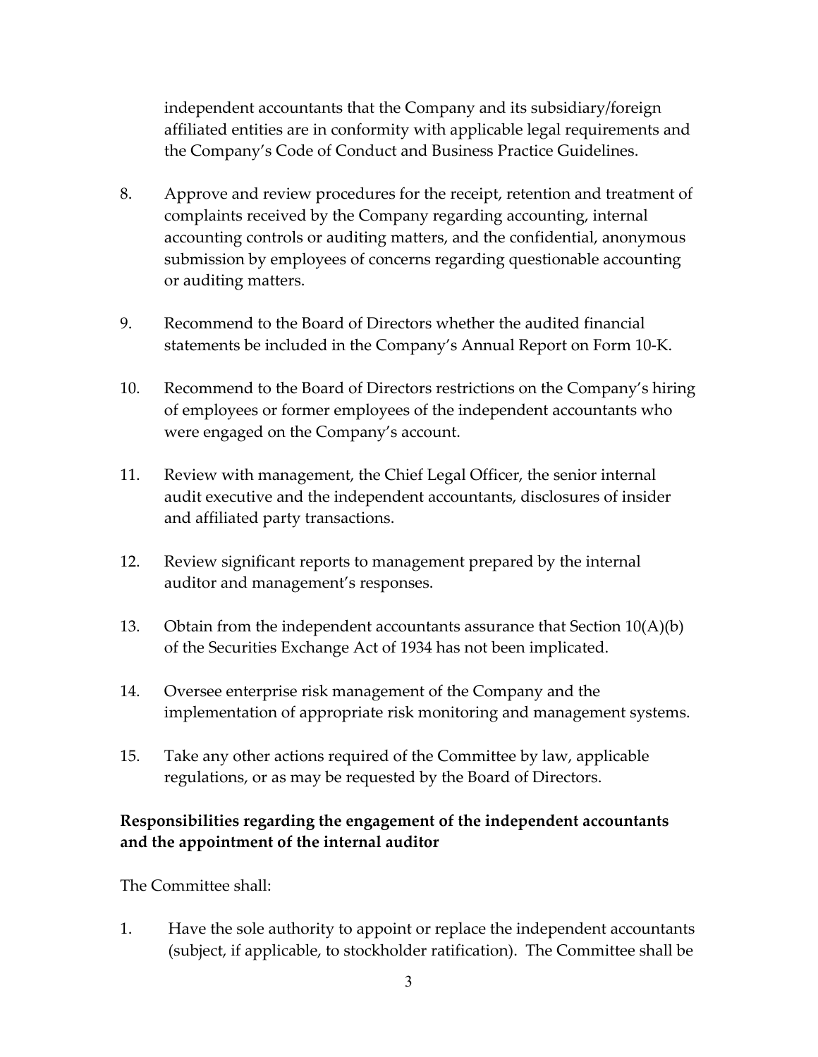independent accountants that the Company and its subsidiary/foreign affiliated entities are in conformity with applicable legal requirements and the Company's Code of Conduct and Business Practice Guidelines.

8. Approve and review procedures for the receipt, retention and treatment of complaints received by the Company regarding accounting, internal accounting controls or auditing matters, and the confidential, anonymous submission by employees of concerns regarding questionable accounting or auditing matters.

9. Recommend to the Board of Directors whether the audited financial statements be included in the Company's Annual Report on Form 10-K.

10. Recommend to the Board of Directors restrictions on the Company's hiring of employees or former employees of the independent accountants who were engaged on the Company's account.

11. Review with management, the Chief Legal Officer, the senior internal audit executive and the independent accountants, disclosures of insider and affiliated party transactions.

12. Review significant reports to management prepared by the internal auditor and management's responses.

13. Obtain from the independent accountants assurance that Section 10(A)(b) of the Securities Exchange Act of 1934 has not been implicated.

14. Oversee enterprise risk management of the Company and the implementation of appropriate risk monitoring and management systems.

15. Take any other actions required of the Committee by law, applicable regulations, or as may be requested by the Board of Directors.

**Responsibilities regarding the engagement of the independent accountants and the appointment of the internal auditor**

The Committee shall:

1. Have the sole authority to appoint or replace the independent accountants (subject, if applicable, to stockholder ratification). The Committee shall be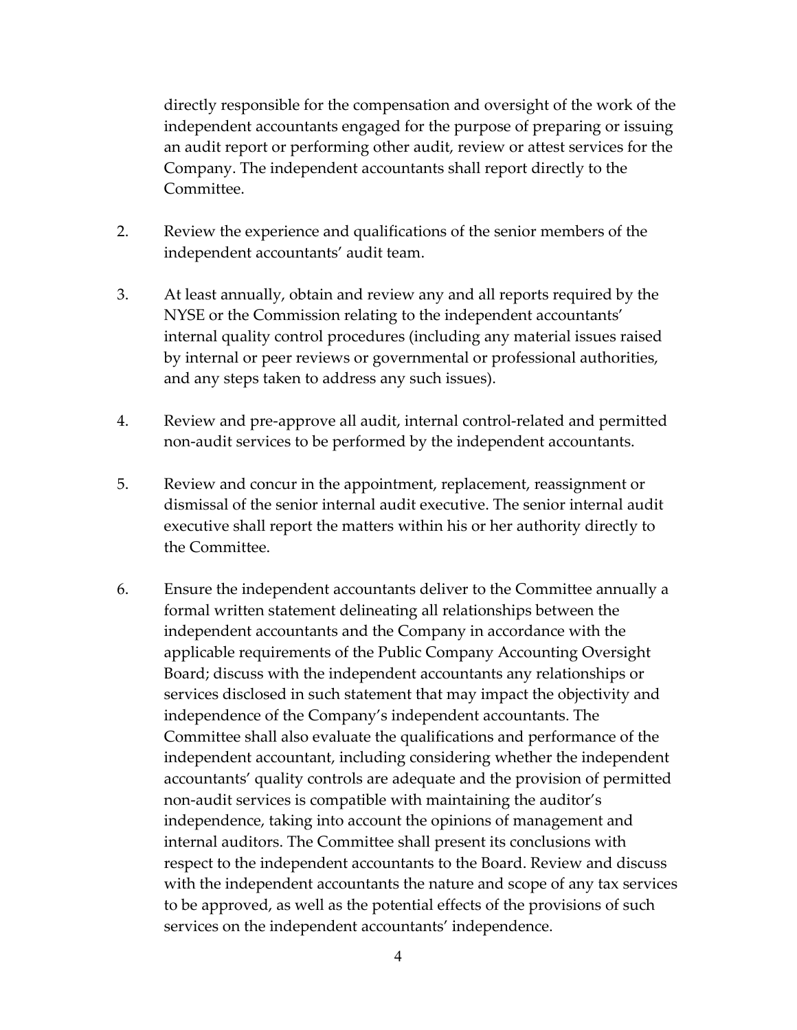directly responsible for the compensation and oversight of the work of the independent accountants engaged for the purpose of preparing or issuing an audit report or performing other audit, review or attest services for the Company. The independent accountants shall report directly to the Committee.

2. Review the experience and qualifications of the senior members of the independent accountants' audit team.

3. At least annually, obtain and review any and all reports required by the NYSE or the Commission relating to the independent accountants' internal quality control procedures (including any material issues raised by internal or peer reviews or governmental or professional authorities, and any steps taken to address any such issues).

4. Review and pre-approve all audit, internal control-related and permitted non-audit services to be performed by the independent accountants.

5. Review and concur in the appointment, replacement, reassignment or dismissal of the senior internal audit executive. The senior internal audit executive shall report the matters within his or her authority directly to the Committee.

6. Ensure the independent accountants deliver to the Committee annually a formal written statement delineating all relationships between the independent accountants and the Company in accordance with the applicable requirements of the Public Company Accounting Oversight Board; discuss with the independent accountants any relationships or services disclosed in such statement that may impact the objectivity and independence of the Company's independent accountants. The Committee shall also evaluate the qualifications and performance of the independent accountant, including considering whether the independent accountants' quality controls are adequate and the provision of permitted non-audit services is compatible with maintaining the auditor's independence, taking into account the opinions of management and internal auditors. The Committee shall present its conclusions with respect to the independent accountants to the Board. Review and discuss with the independent accountants the nature and scope of any tax services to be approved, as well as the potential effects of the provisions of such services on the independent accountants' independence.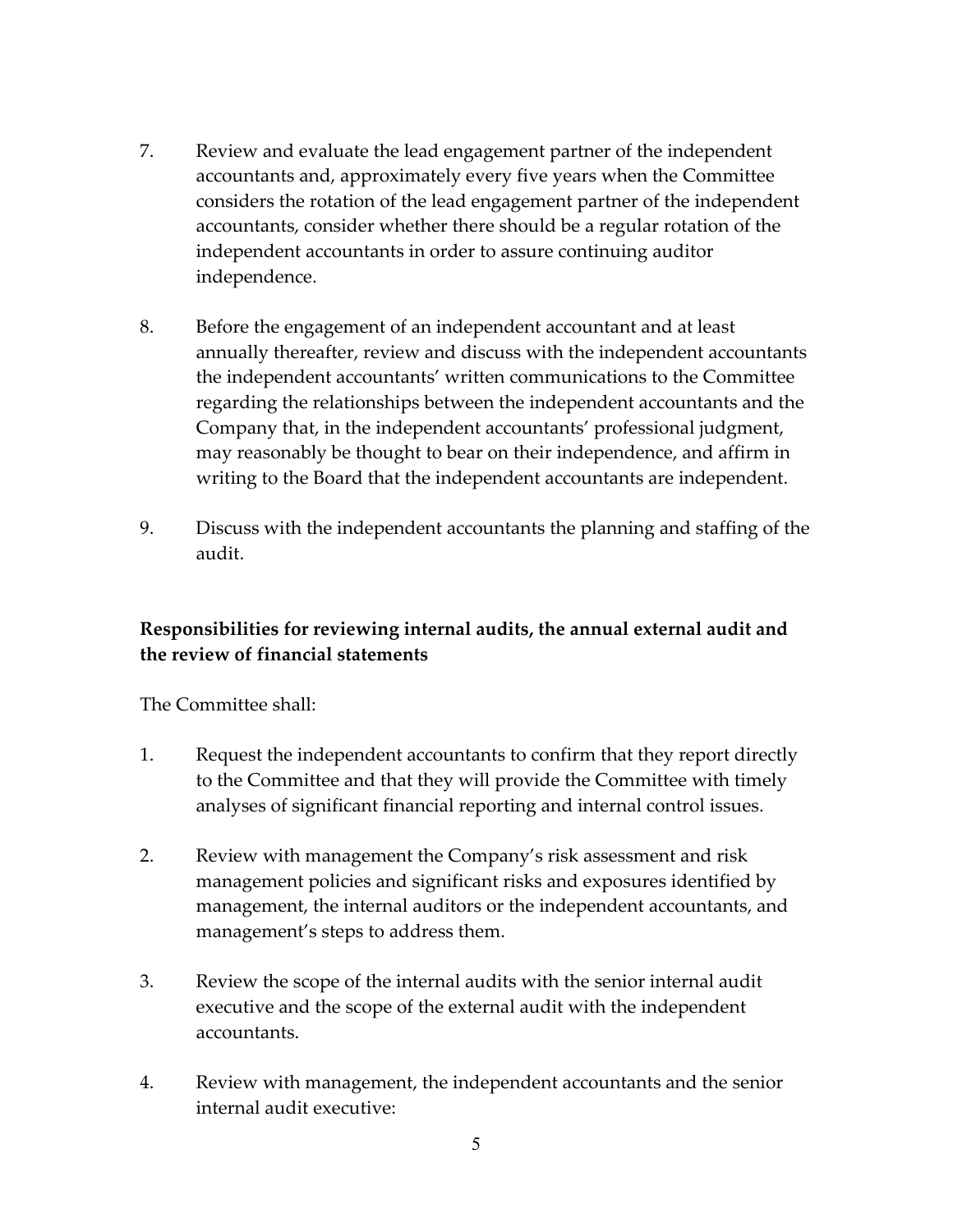7. Review and evaluate the lead engagement partner of the independent accountants and, approximately every five years when the Committee considers the rotation of the lead engagement partner of the independent accountants, consider whether there should be a regular rotation of the independent accountants in order to assure continuing auditor independence.

8. Before the engagement of an independent accountant and at least annually thereafter, review and discuss with the independent accountants the independent accountants' written communications to the Committee regarding the relationships between the independent accountants and the Company that, in the independent accountants' professional judgment, may reasonably be thought to bear on their independence, and affirm in writing to the Board that the independent accountants are independent.

9. Discuss with the independent accountants the planning and staffing of the audit.

**Responsibilities for reviewing internal audits, the annual external audit and the review of financial statements**

The Committee shall:

1. Request the independent accountants to confirm that they report directly to the Committee and that they will provide the Committee with timely analyses of significant financial reporting and internal control issues.

2. Review with management the Company's risk assessment and risk management policies and significant risks and exposures identified by management, the internal auditors or the independent accountants, and management's steps to address them.

3. Review the scope of the internal audits with the senior internal audit executive and the scope of the external audit with the independent accountants.

4. Review with management, the independent accountants and the senior internal audit executive: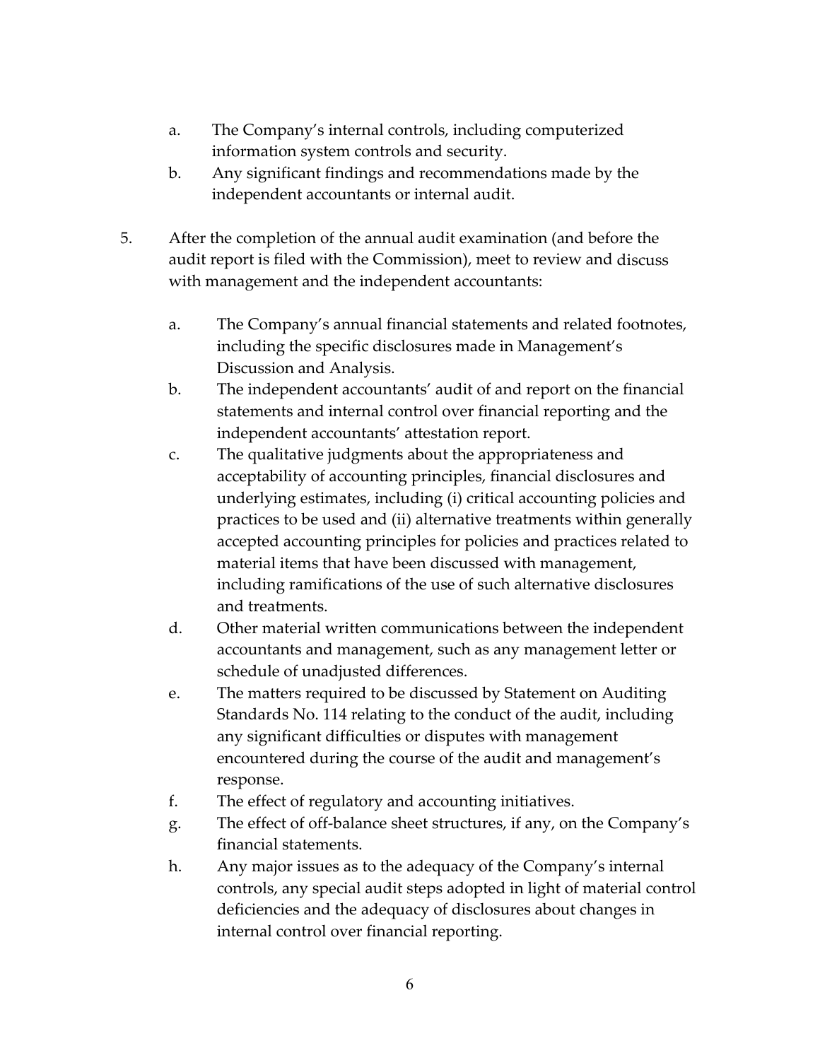a. The Company's internal controls, including computerized information system controls and security.
b. Any significant findings and recommendations made by the independent accountants or internal audit.

5. After the completion of the annual audit examination (and before the audit report is filed with the Commission), meet to review and discuss with management and the independent accountants:

    a. The Company's annual financial statements and related footnotes, including the specific disclosures made in Management's Discussion and Analysis.
    b. The independent accountants' audit of and report on the financial statements and internal control over financial reporting and the independent accountants' attestation report.
    c. The qualitative judgments about the appropriateness and acceptability of accounting principles, financial disclosures and underlying estimates, including (i) critical accounting policies and practices to be used and (ii) alternative treatments within generally accepted accounting principles for policies and practices related to material items that have been discussed with management, including ramifications of the use of such alternative disclosures and treatments.
    d. Other material written communications between the independent accountants and management, such as any management letter or schedule of unadjusted differences.
    e. The matters required to be discussed by Statement on Auditing Standards No. 114 relating to the conduct of the audit, including any significant difficulties or disputes with management encountered during the course of the audit and management's response.
    f. The effect of regulatory and accounting initiatives.
    g. The effect of off-balance sheet structures, if any, on the Company's financial statements.
    h. Any major issues as to the adequacy of the Company's internal controls, any special audit steps adopted in light of material control deficiencies and the adequacy of disclosures about changes in internal control over financial reporting.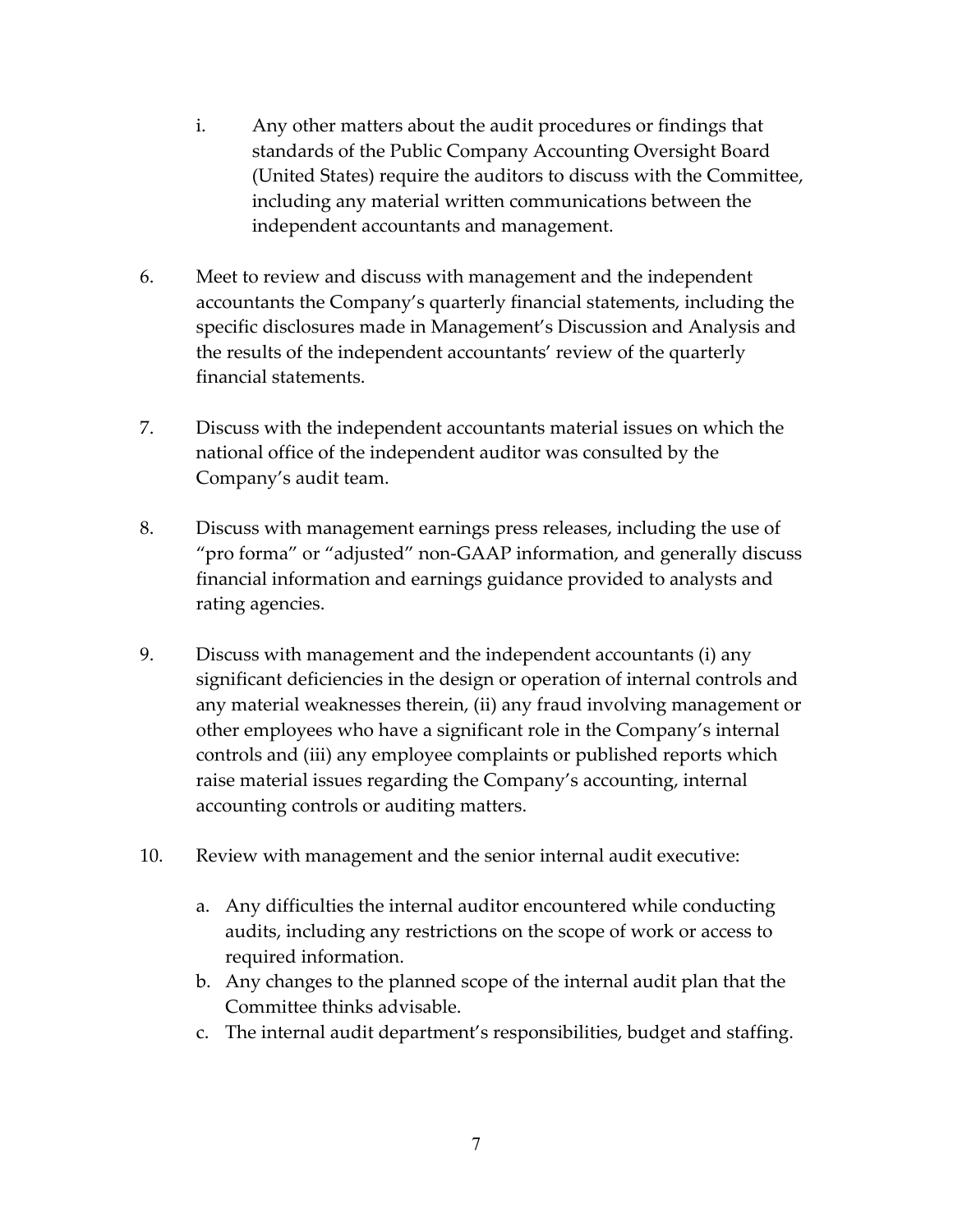i. Any other matters about the audit procedures or findings that standards of the Public Company Accounting Oversight Board (United States) require the auditors to discuss with the Committee, including any material written communications between the independent accountants and management.

6. Meet to review and discuss with management and the independent accountants the Company's quarterly financial statements, including the specific disclosures made in Management's Discussion and Analysis and the results of the independent accountants' review of the quarterly financial statements.

7. Discuss with the independent accountants material issues on which the national office of the independent auditor was consulted by the Company's audit team.

8. Discuss with management earnings press releases, including the use of "pro forma" or "adjusted" non-GAAP information, and generally discuss financial information and earnings guidance provided to analysts and rating agencies.

9. Discuss with management and the independent accountants (i) any significant deficiencies in the design or operation of internal controls and any material weaknesses therein, (ii) any fraud involving management or other employees who have a significant role in the Company's internal controls and (iii) any employee complaints or published reports which raise material issues regarding the Company's accounting, internal accounting controls or auditing matters.

10. Review with management and the senior internal audit executive:

    a. Any difficulties the internal auditor encountered while conducting audits, including any restrictions on the scope of work or access to required information.
    b. Any changes to the planned scope of the internal audit plan that the Committee thinks advisable.
    c. The internal audit department's responsibilities, budget and staffing.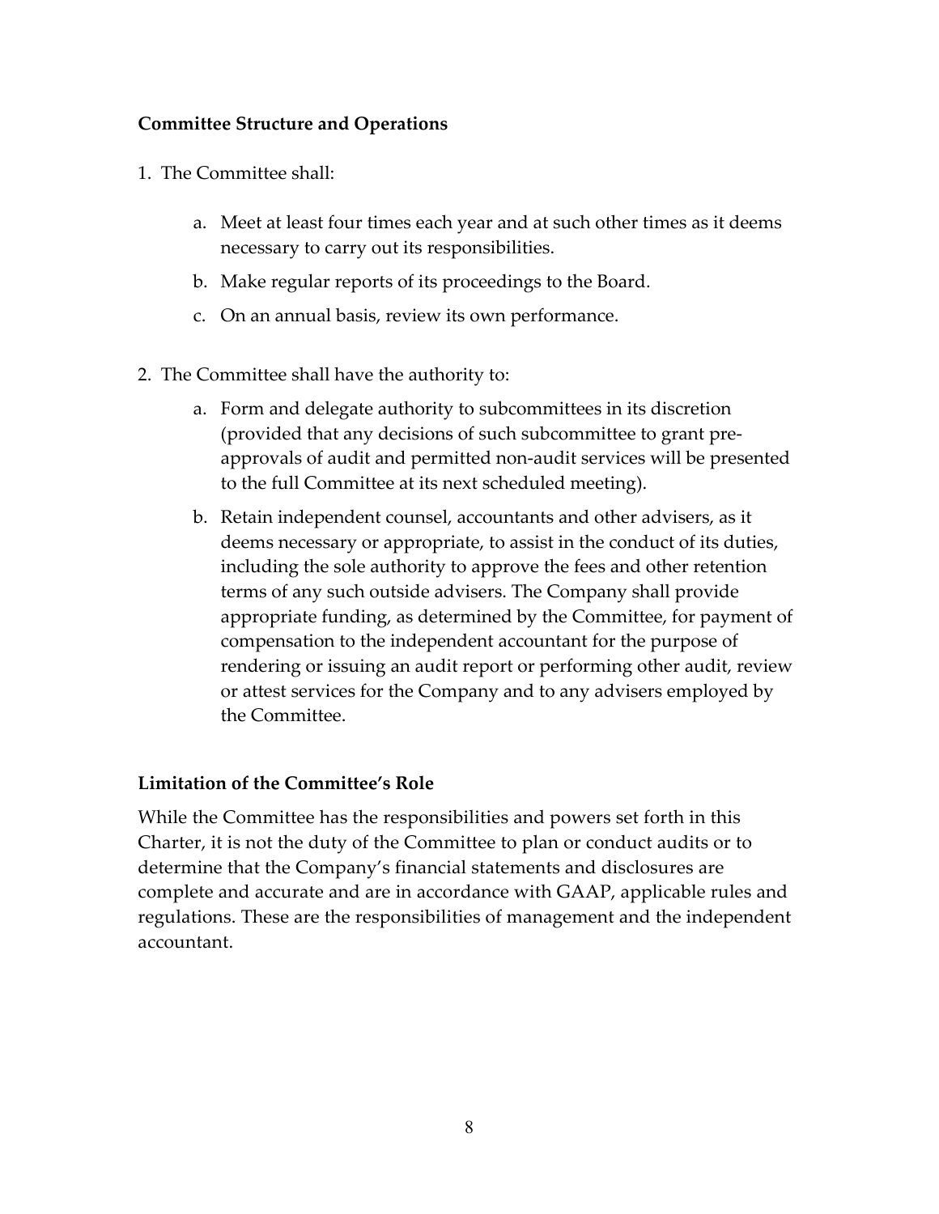**Committee Structure and Operations**

1. The Committee shall:

    a. Meet at least four times each year and at such other times as it deems necessary to carry out its responsibilities.

    b. Make regular reports of its proceedings to the Board.

    c. On an annual basis, review its own performance.

2. The Committee shall have the authority to:

    a. Form and delegate authority to subcommittees in its discretion (provided that any decisions of such subcommittee to grant pre-approvals of audit and permitted non-audit services will be presented to the full Committee at its next scheduled meeting).

    b. Retain independent counsel, accountants and other advisers, as it deems necessary or appropriate, to assist in the conduct of its duties, including the sole authority to approve the fees and other retention terms of any such outside advisers. The Company shall provide appropriate funding, as determined by the Committee, for payment of compensation to the independent accountant for the purpose of rendering or issuing an audit report or performing other audit, review or attest services for the Company and to any advisers employed by the Committee.

**Limitation of the Committee's Role**

While the Committee has the responsibilities and powers set forth in this Charter, it is not the duty of the Committee to plan or conduct audits or to determine that the Company's financial statements and disclosures are complete and accurate and are in accordance with GAAP, applicable rules and regulations. These are the responsibilities of management and the independent accountant.